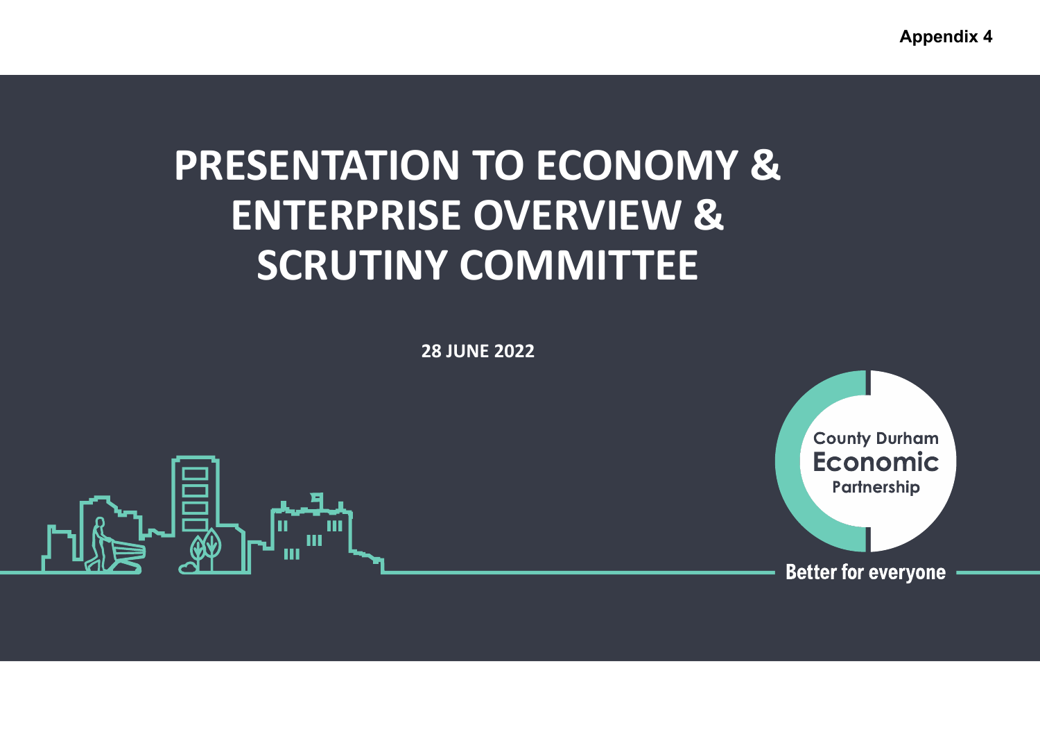Appendix 4

# PRESENTATION TO ECONOMY & ENTERPRISE OVERVIEW & SCRUTINY COMMITTEE

**28 JUNE 2022**

County Durham Economic Partnership

Better for everyone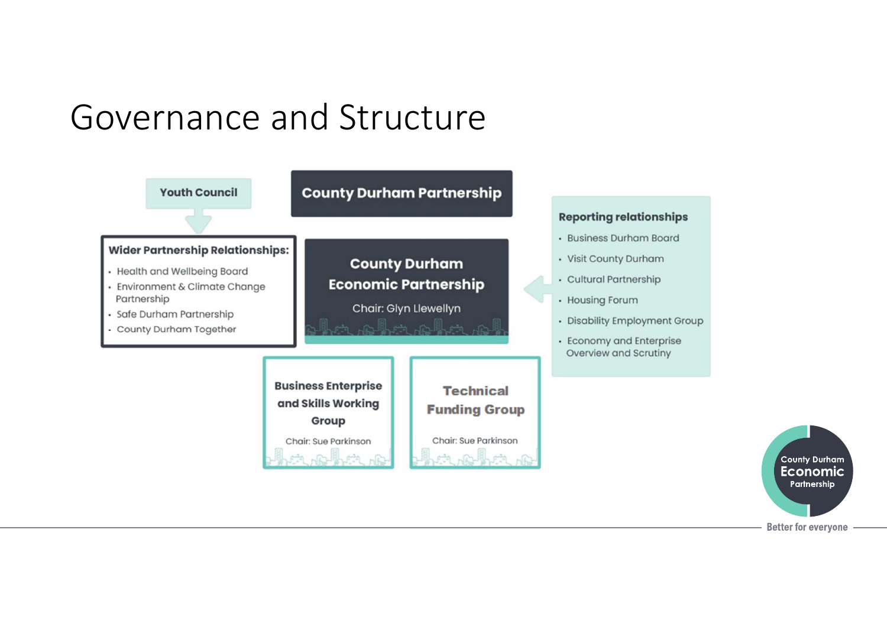# Governance and Structure

Youth Council

County Durham Partnership

**Wider Partnership Relationships:**

- Health and Wellbeing Board
- Environment & Climate Change Partnership
- Safe Durham Partnership
- County Durham Together

**County Durham Economic Partnership**

Chair: Glyn Llewellyn

**Reporting relationships**

- Business Durham Board
- Visit County Durham
- Cultural Partnership
- Housing Forum
- Disability Employment Group
- Economy and Enterprise Overview and Scrutiny

**Business Enterprise and Skills Working Group**

Chair: Sue Parkinson

**Technical Funding Group**

Chair: Sue Parkinson

County Durham Economic Partnership

Better for everyone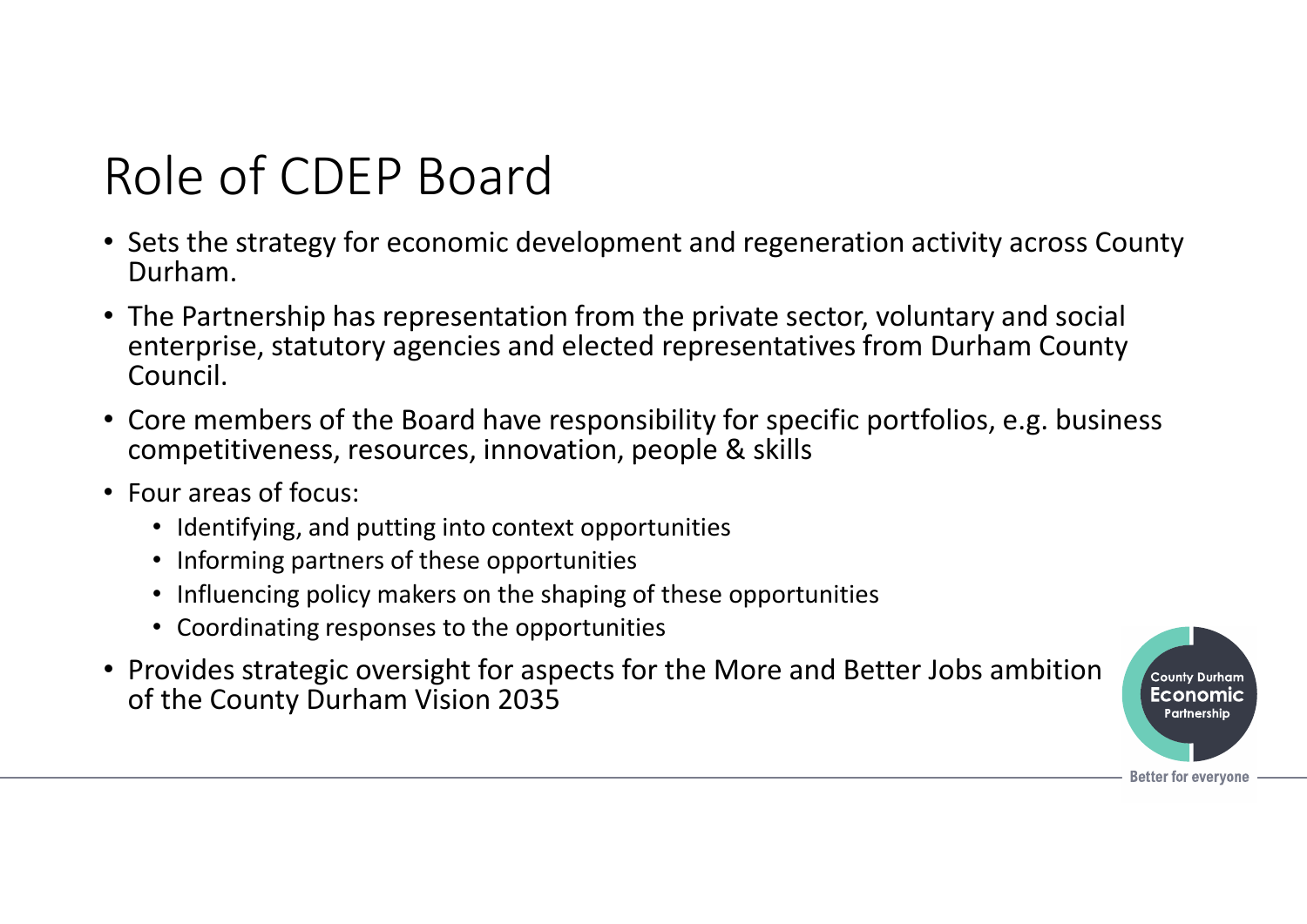# Role of CDEP Board

- Sets the strategy for economic development and regeneration activity across County Durham.
- The Partnership has representation from the private sector, voluntary and social enterprise, statutory agencies and elected representatives from Durham County Council.
- Core members of the Board have responsibility for specific portfolios, e.g. business competitiveness, resources, innovation, people & skills
- Four areas of focus:
  - Identifying, and putting into context opportunities
  - Informing partners of these opportunities
  - Influencing policy makers on the shaping of these opportunities
  - Coordinating responses to the opportunities
- Provides strategic oversight for aspects for the More and Better Jobs ambition of the County Durham Vision 2035

County Durham Economic Partnership

Better for everyone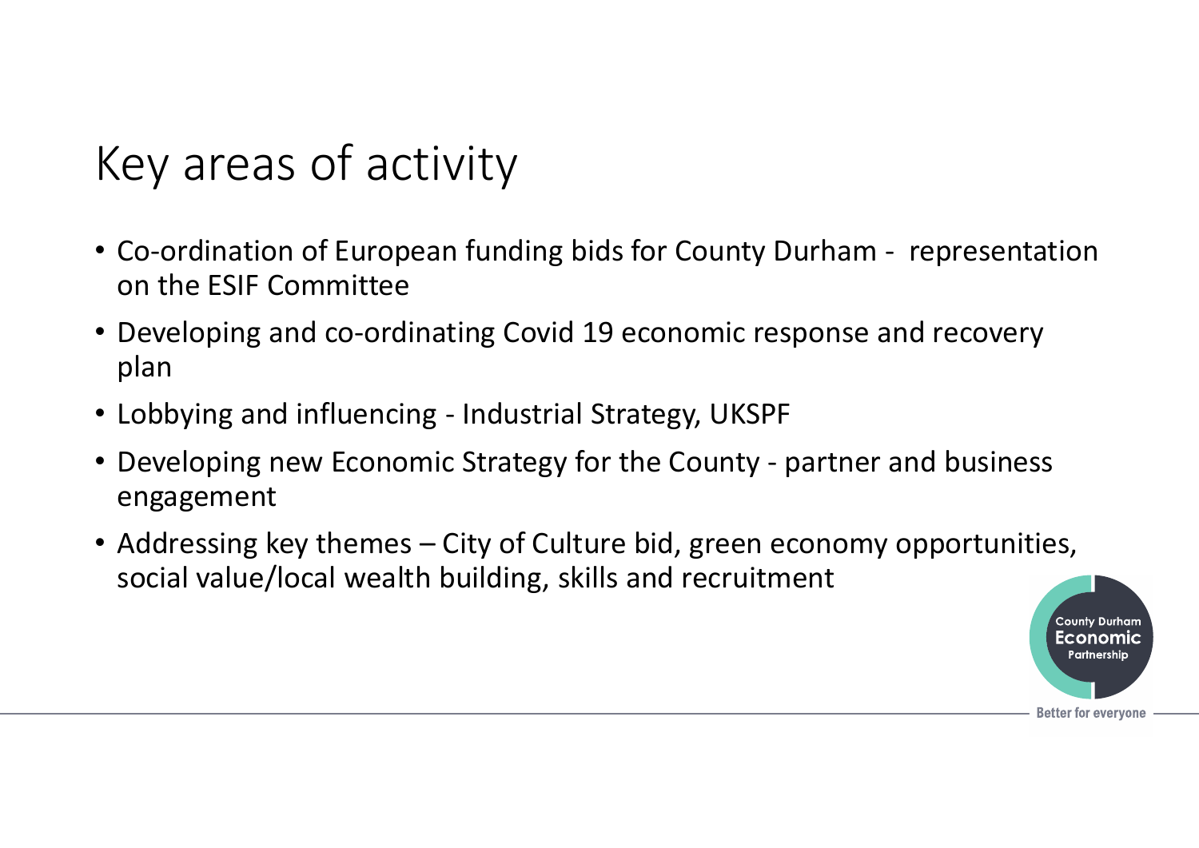# Key areas of activity

- Co-ordination of European funding bids for County Durham - representation on the ESIF Committee
- Developing and co-ordinating Covid 19 economic response and recovery plan
- Lobbying and influencing - Industrial Strategy, UKSPF
- Developing new Economic Strategy for the County - partner and business engagement
- Addressing key themes – City of Culture bid, green economy opportunities, social value/local wealth building, skills and recruitment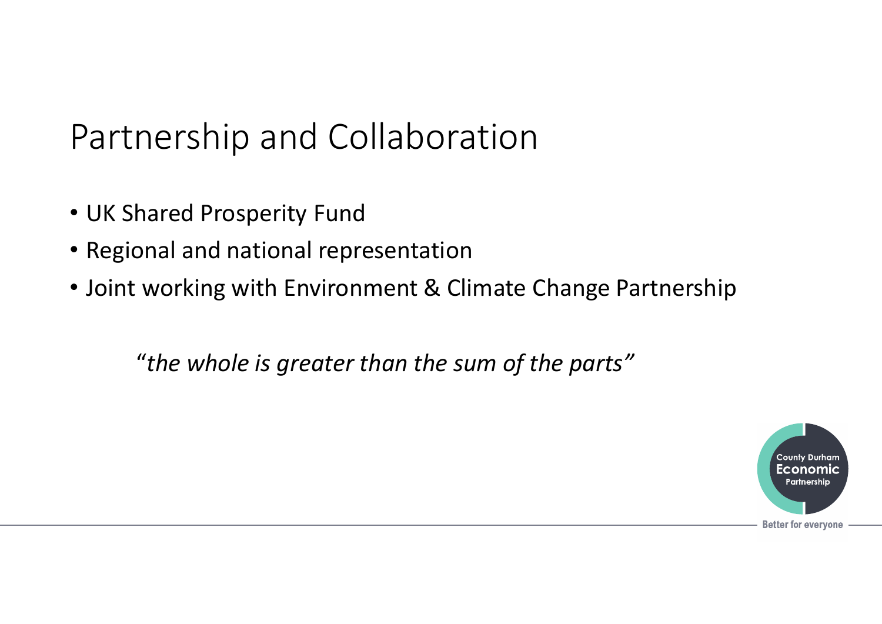# Partnership and Collaboration

- UK Shared Prosperity Fund
- Regional and national representation
- Joint working with Environment & Climate Change Partnership

*"the whole is greater than the sum of the parts"*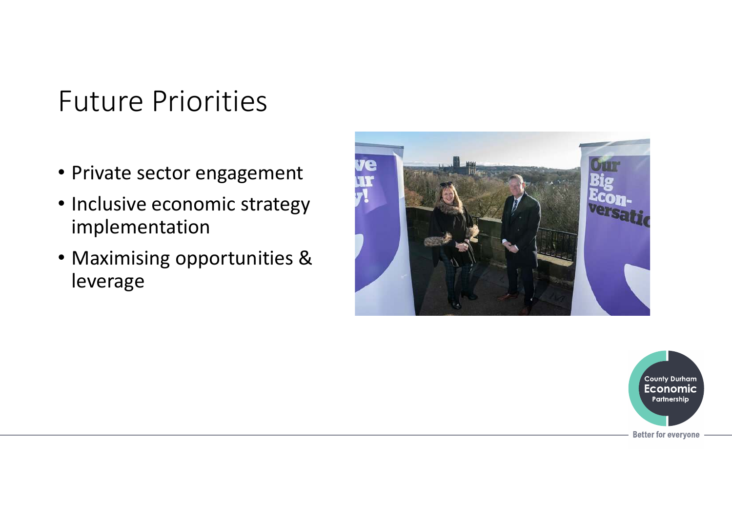# Future Priorities

- Private sector engagement
- Inclusive economic strategy implementation
- Maximising opportunities & leverage